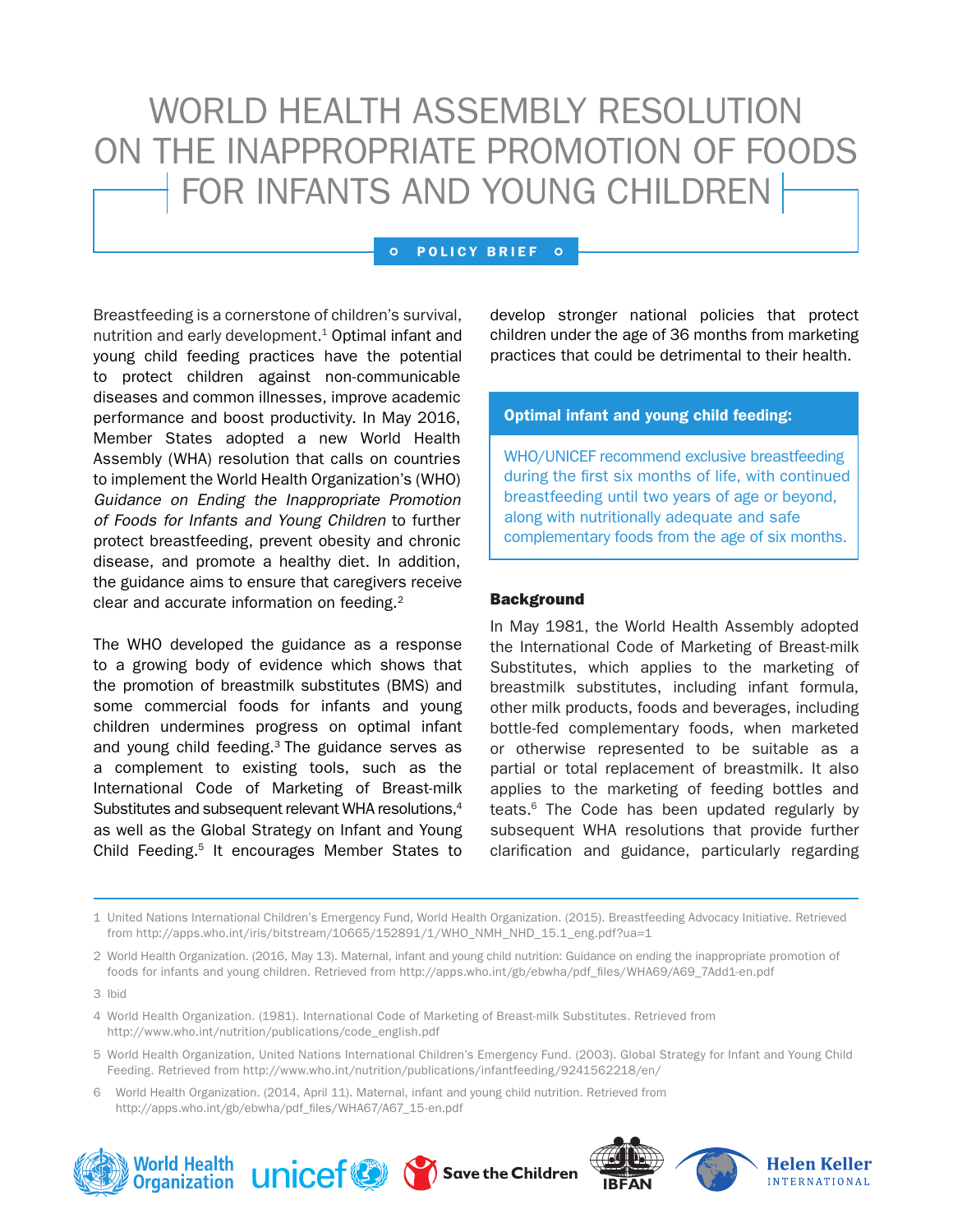# WORLD HEALTH ASSEMBLY RESOLUTION ON THE INAPPROPRIATE PROMOTION OF FOODS FOR INFANTS AND YOUNG CHILDREN

**POLICY BRIEF**

Breastfeeding is a cornerstone of children's survival, nutrition and early development.[1] Optimal infant and young child feeding practices have the potential to protect children against non-communicable diseases and common illnesses, improve academic performance and boost productivity. In May 2016, Member States adopted a new World Health Assembly (WHA) resolution that calls on countries to implement the World Health Organization's (WHO) *Guidance on Ending the Inappropriate Promotion of Foods for Infants and Young Children* to further protect breastfeeding, prevent obesity and chronic disease, and promote a healthy diet. In addition, the guidance aims to ensure that caregivers receive clear and accurate information on feeding.[2]

The WHO developed the guidance as a response to a growing body of evidence which shows that the promotion of breastmilk substitutes (BMS) and some commercial foods for infants and young children undermines progress on optimal infant and young child feeding.[3] The guidance serves as a complement to existing tools, such as the International Code of Marketing of Breast-milk Substitutes and subsequent relevant WHA resolutions,[4] as well as the Global Strategy on Infant and Young Child Feeding.[5] It encourages Member States to develop stronger national policies that protect children under the age of 36 months from marketing practices that could be detrimental to their health.

> **Optimal infant and young child feeding:**
>
> WHO/UNICEF recommend exclusive breastfeeding during the first six months of life, with continued breastfeeding until two years of age or beyond, along with nutritionally adequate and safe complementary foods from the age of six months.

## Background

In May 1981, the World Health Assembly adopted the International Code of Marketing of Breast-milk Substitutes, which applies to the marketing of breastmilk substitutes, including infant formula, other milk products, foods and beverages, including bottle-fed complementary foods, when marketed or otherwise represented to be suitable as a partial or total replacement of breastmilk. It also applies to the marketing of feeding bottles and teats.[6] The Code has been updated regularly by subsequent WHA resolutions that provide further clarification and guidance, particularly regarding

---

1 United Nations International Children's Emergency Fund, World Health Organization. (2015). Breastfeeding Advocacy Initiative. Retrieved from http://apps.who.int/iris/bitstream/10665/152891/1/WHO_NMH_NHD_15.1_eng.pdf?ua=1

2 World Health Organization. (2016, May 13). Maternal, infant and young child nutrition: Guidance on ending the inappropriate promotion of foods for infants and young children. Retrieved from http://apps.who.int/gb/ebwha/pdf_files/WHA69/A69_7Add1-en.pdf

3 Ibid

4 World Health Organization. (1981). International Code of Marketing of Breast-milk Substitutes. Retrieved from http://www.who.int/nutrition/publications/code_english.pdf

5 World Health Organization, United Nations International Children's Emergency Fund. (2003). Global Strategy for Infant and Young Child Feeding. Retrieved from http://www.who.int/nutrition/publications/infantfeeding/9241562218/en/

6 World Health Organization. (2014, April 11). Maternal, infant and young child nutrition. Retrieved from http://apps.who.int/gb/ebwha/pdf_files/WHA67/A67_15-en.pdf

World Health Organization | unicef | Save the Children | IBFAN | Helen Keller International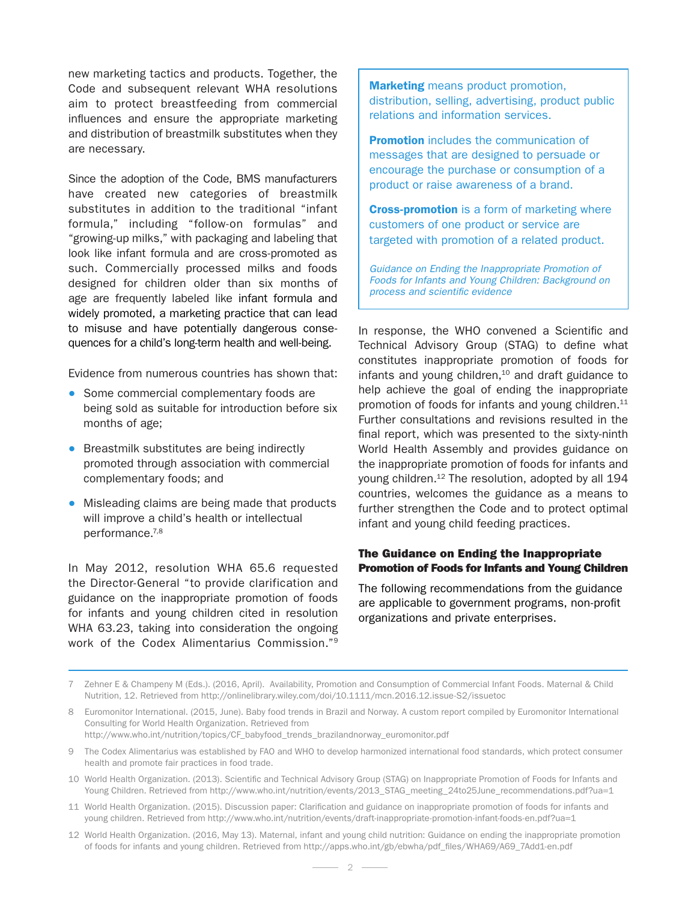new marketing tactics and products. Together, the Code and subsequent relevant WHA resolutions aim to protect breastfeeding from commercial influences and ensure the appropriate marketing and distribution of breastmilk substitutes when they are necessary.

Since the adoption of the Code, BMS manufacturers have created new categories of breastmilk substitutes in addition to the traditional "infant formula," including "follow-on formulas" and "growing-up milks," with packaging and labeling that look like infant formula and are cross-promoted as such. Commercially processed milks and foods designed for children older than six months of age are frequently labeled like infant formula and widely promoted, a marketing practice that can lead to misuse and have potentially dangerous consequences for a child's long-term health and well-being.

Evidence from numerous countries has shown that:

- Some commercial complementary foods are being sold as suitable for introduction before six months of age;
- Breastmilk substitutes are being indirectly promoted through association with commercial complementary foods; and
- Misleading claims are being made that products will improve a child's health or intellectual performance.[7,8]

In May 2012, resolution WHA 65.6 requested the Director-General "to provide clarification and guidance on the inappropriate promotion of foods for infants and young children cited in resolution WHA 63.23, taking into consideration the ongoing work of the Codex Alimentarius Commission."[9]

> **Marketing** means product promotion, distribution, selling, advertising, product public relations and information services.
>
> **Promotion** includes the communication of messages that are designed to persuade or encourage the purchase or consumption of a product or raise awareness of a brand.
>
> **Cross-promotion** is a form of marketing where customers of one product or service are targeted with promotion of a related product.
>
> *Guidance on Ending the Inappropriate Promotion of Foods for Infants and Young Children: Background on process and scientific evidence*

In response, the WHO convened a Scientific and Technical Advisory Group (STAG) to define what constitutes inappropriate promotion of foods for infants and young children,[10] and draft guidance to help achieve the goal of ending the inappropriate promotion of foods for infants and young children.[11] Further consultations and revisions resulted in the final report, which was presented to the sixty-ninth World Health Assembly and provides guidance on the inappropriate promotion of foods for infants and young children.[12] The resolution, adopted by all 194 countries, welcomes the guidance as a means to further strengthen the Code and to protect optimal infant and young child feeding practices.

## The Guidance on Ending the Inappropriate Promotion of Foods for Infants and Young Children

The following recommendations from the guidance are applicable to government programs, non-profit organizations and private enterprises.

---

7 Zehner E & Champeny M (Eds.). (2016, April). Availability, Promotion and Consumption of Commercial Infant Foods. Maternal & Child Nutrition, 12. Retrieved from http://onlinelibrary.wiley.com/doi/10.1111/mcn.2016.12.issue-S2/issuetoc

8 Euromonitor International. (2015, June). Baby food trends in Brazil and Norway. A custom report compiled by Euromonitor International Consulting for World Health Organization. Retrieved from http://www.who.int/nutrition/topics/CF_babyfood_trends_brazilandnorway_euromonitor.pdf

9 The Codex Alimentarius was established by FAO and WHO to develop harmonized international food standards, which protect consumer health and promote fair practices in food trade.

10 World Health Organization. (2013). Scientific and Technical Advisory Group (STAG) on Inappropriate Promotion of Foods for Infants and Young Children. Retrieved from http://www.who.int/nutrition/events/2013_STAG_meeting_24to25June_recommendations.pdf?ua=1

11 World Health Organization. (2015). Discussion paper: Clarification and guidance on inappropriate promotion of foods for infants and young children. Retrieved from http://www.who.int/nutrition/events/draft-inappropriate-promotion-infant-foods-en.pdf?ua=1

12 World Health Organization. (2016, May 13). Maternal, infant and young child nutrition: Guidance on ending the inappropriate promotion of foods for infants and young children. Retrieved from http://apps.who.int/gb/ebwha/pdf_files/WHA69/A69_7Add1-en.pdf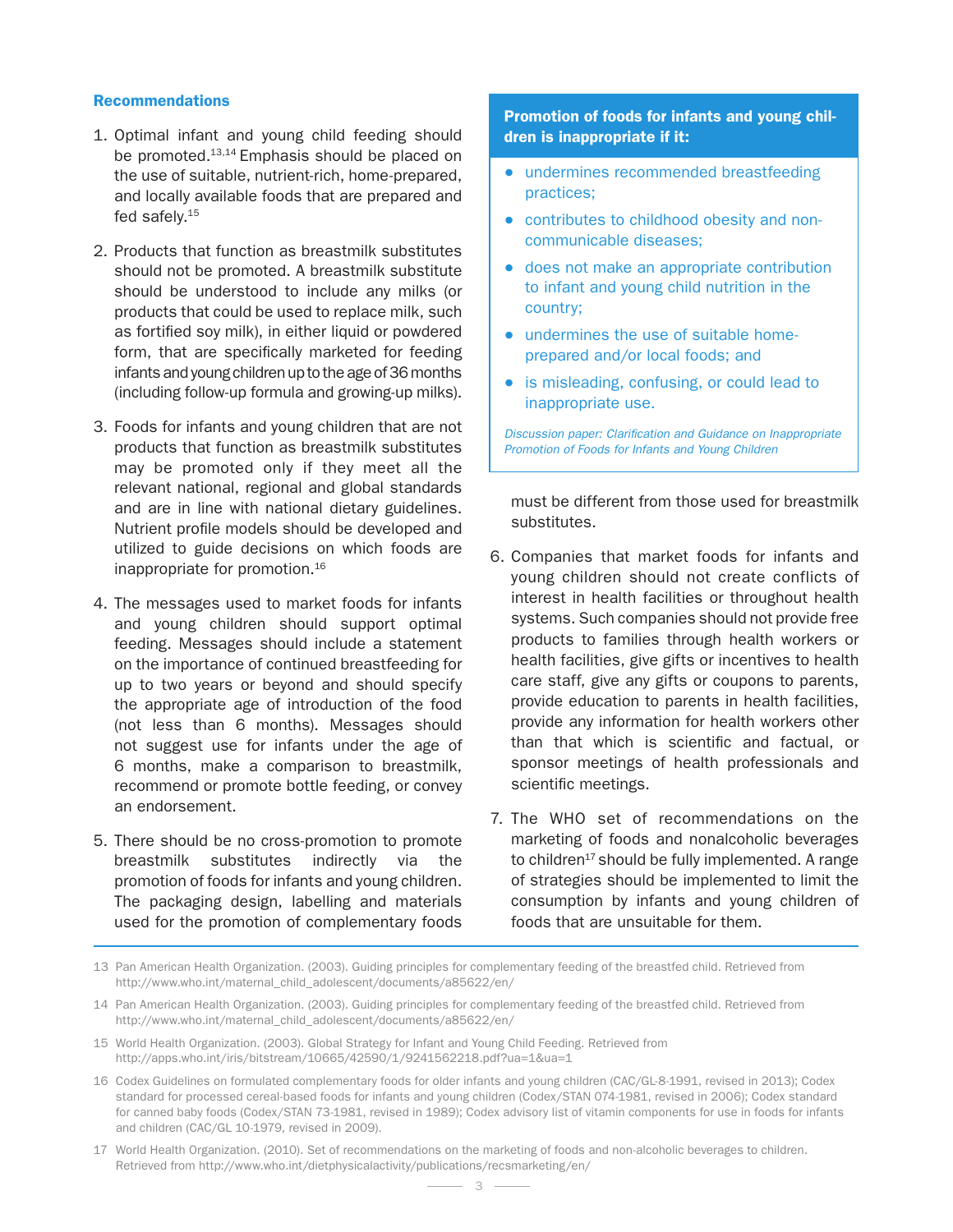### Recommendations

1. Optimal infant and young child feeding should be promoted.[13,14] Emphasis should be placed on the use of suitable, nutrient-rich, home-prepared, and locally available foods that are prepared and fed safely.[15]

2. Products that function as breastmilk substitutes should not be promoted. A breastmilk substitute should be understood to include any milks (or products that could be used to replace milk, such as fortified soy milk), in either liquid or powdered form, that are specifically marketed for feeding infants and young children up to the age of 36 months (including follow-up formula and growing-up milks).

3. Foods for infants and young children that are not products that function as breastmilk substitutes may be promoted only if they meet all the relevant national, regional and global standards and are in line with national dietary guidelines. Nutrient profile models should be developed and utilized to guide decisions on which foods are inappropriate for promotion.[16]

4. The messages used to market foods for infants and young children should support optimal feeding. Messages should include a statement on the importance of continued breastfeeding for up to two years or beyond and should specify the appropriate age of introduction of the food (not less than 6 months). Messages should not suggest use for infants under the age of 6 months, make a comparison to breastmilk, recommend or promote bottle feeding, or convey an endorsement.

5. There should be no cross-promotion to promote breastmilk substitutes indirectly via the promotion of foods for infants and young children. The packaging design, labelling and materials used for the promotion of complementary foods must be different from those used for breastmilk substitutes.

6. Companies that market foods for infants and young children should not create conflicts of interest in health facilities or throughout health systems. Such companies should not provide free products to families through health workers or health facilities, give gifts or incentives to health care staff, give any gifts or coupons to parents, provide education to parents in health facilities, provide any information for health workers other than that which is scientific and factual, or sponsor meetings of health professionals and scientific meetings.

7. The WHO set of recommendations on the marketing of foods and nonalcoholic beverages to children[17] should be fully implemented. A range of strategies should be implemented to limit the consumption by infants and young children of foods that are unsuitable for them.

**Promotion of foods for infants and young children is inappropriate if it:**

- undermines recommended breastfeeding practices;
- contributes to childhood obesity and non-communicable diseases;
- does not make an appropriate contribution to infant and young child nutrition in the country;
- undermines the use of suitable home-prepared and/or local foods; and
- is misleading, confusing, or could lead to inappropriate use.

*Discussion paper: Clarification and Guidance on Inappropriate Promotion of Foods for Infants and Young Children*

---

13 Pan American Health Organization. (2003). Guiding principles for complementary feeding of the breastfed child. Retrieved from http://www.who.int/maternal_child_adolescent/documents/a85622/en/

14 Pan American Health Organization. (2003). Guiding principles for complementary feeding of the breastfed child. Retrieved from http://www.who.int/maternal_child_adolescent/documents/a85622/en/

15 World Health Organization. (2003). Global Strategy for Infant and Young Child Feeding. Retrieved from http://apps.who.int/iris/bitstream/10665/42590/1/9241562218.pdf?ua=1&ua=1

16 Codex Guidelines on formulated complementary foods for older infants and young children (CAC/GL-8-1991, revised in 2013); Codex standard for processed cereal-based foods for infants and young children (Codex/STAN 074-1981, revised in 2006); Codex standard for canned baby foods (Codex/STAN 73-1981, revised in 1989); Codex advisory list of vitamin components for use in foods for infants and children (CAC/GL 10-1979, revised in 2009).

17 World Health Organization. (2010). Set of recommendations on the marketing of foods and non-alcoholic beverages to children. Retrieved from http://www.who.int/dietphysicalactivity/publications/recsmarketing/en/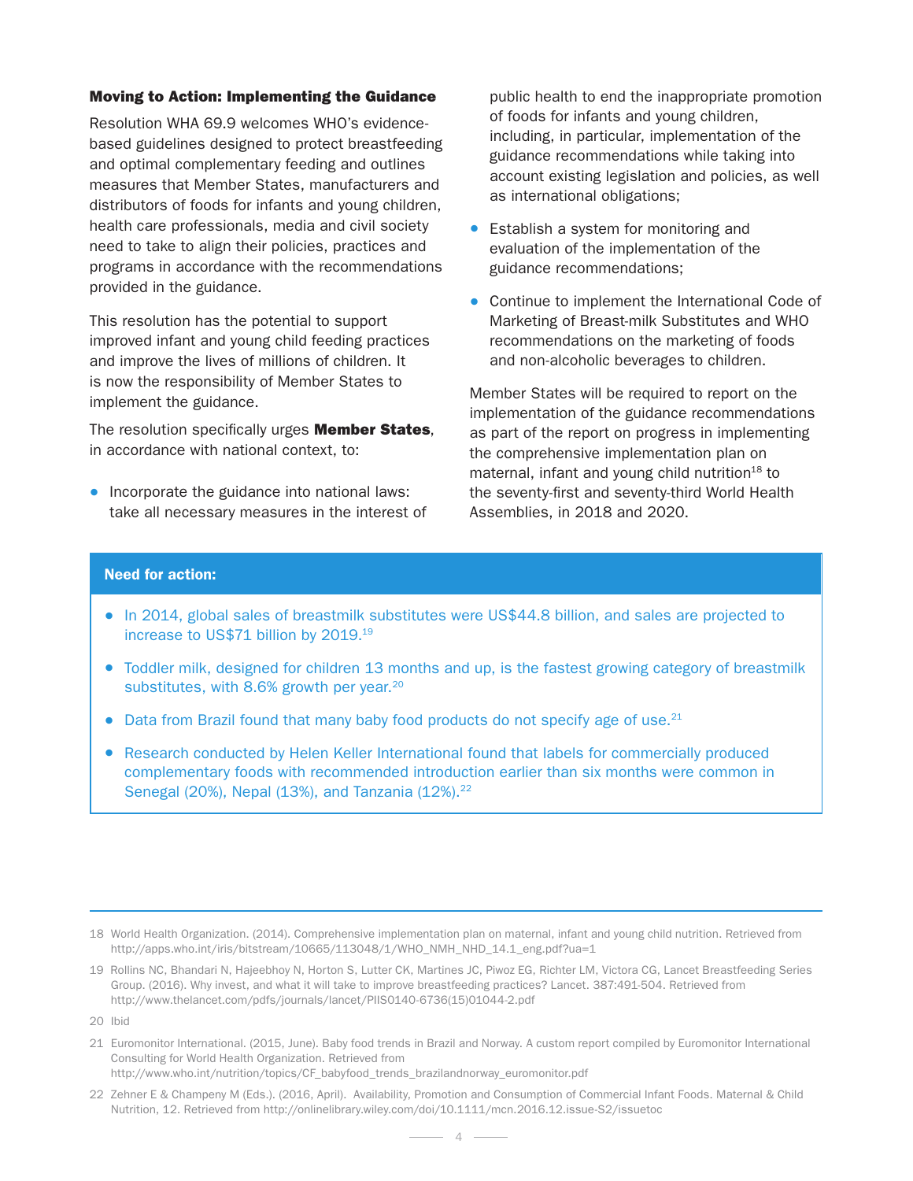### Moving to Action: Implementing the Guidance

Resolution WHA 69.9 welcomes WHO's evidence-based guidelines designed to protect breastfeeding and optimal complementary feeding and outlines measures that Member States, manufacturers and distributors of foods for infants and young children, health care professionals, media and civil society need to take to align their policies, practices and programs in accordance with the recommendations provided in the guidance.

This resolution has the potential to support improved infant and young child feeding practices and improve the lives of millions of children. It is now the responsibility of Member States to implement the guidance.

The resolution specifically urges **Member States**, in accordance with national context, to:

- Incorporate the guidance into national laws: take all necessary measures in the interest of public health to end the inappropriate promotion of foods for infants and young children, including, in particular, implementation of the guidance recommendations while taking into account existing legislation and policies, as well as international obligations;
- Establish a system for monitoring and evaluation of the implementation of the guidance recommendations;
- Continue to implement the International Code of Marketing of Breast-milk Substitutes and WHO recommendations on the marketing of foods and non-alcoholic beverages to children.

Member States will be required to report on the implementation of the guidance recommendations as part of the report on progress in implementing the comprehensive implementation plan on maternal, infant and young child nutrition[18] to the seventy-first and seventy-third World Health Assemblies, in 2018 and 2020.

**Need for action:**

- In 2014, global sales of breastmilk substitutes were US$44.8 billion, and sales are projected to increase to US$71 billion by 2019.[19]
- Toddler milk, designed for children 13 months and up, is the fastest growing category of breastmilk substitutes, with 8.6% growth per year.[20]
- Data from Brazil found that many baby food products do not specify age of use.[21]
- Research conducted by Helen Keller International found that labels for commercially produced complementary foods with recommended introduction earlier than six months were common in Senegal (20%), Nepal (13%), and Tanzania (12%).[22]

---

18 World Health Organization. (2014). Comprehensive implementation plan on maternal, infant and young child nutrition. Retrieved from http://apps.who.int/iris/bitstream/10665/113048/1/WHO_NMH_NHD_14.1_eng.pdf?ua=1

19 Rollins NC, Bhandari N, Hajeebhoy N, Horton S, Lutter CK, Martines JC, Piwoz EG, Richter LM, Victora CG, Lancet Breastfeeding Series Group. (2016). Why invest, and what it will take to improve breastfeeding practices? Lancet. 387:491-504. Retrieved from http://www.thelancet.com/pdfs/journals/lancet/PIIS0140-6736(15)01044-2.pdf

20 Ibid

21 Euromonitor International. (2015, June). Baby food trends in Brazil and Norway. A custom report compiled by Euromonitor International Consulting for World Health Organization. Retrieved from http://www.who.int/nutrition/topics/CF_babyfood_trends_brazilandnorway_euromonitor.pdf

22 Zehner E & Champeny M (Eds.). (2016, April). Availability, Promotion and Consumption of Commercial Infant Foods. Maternal & Child Nutrition, 12. Retrieved from http://onlinelibrary.wiley.com/doi/10.1111/mcn.2016.12.issue-S2/issuetoc